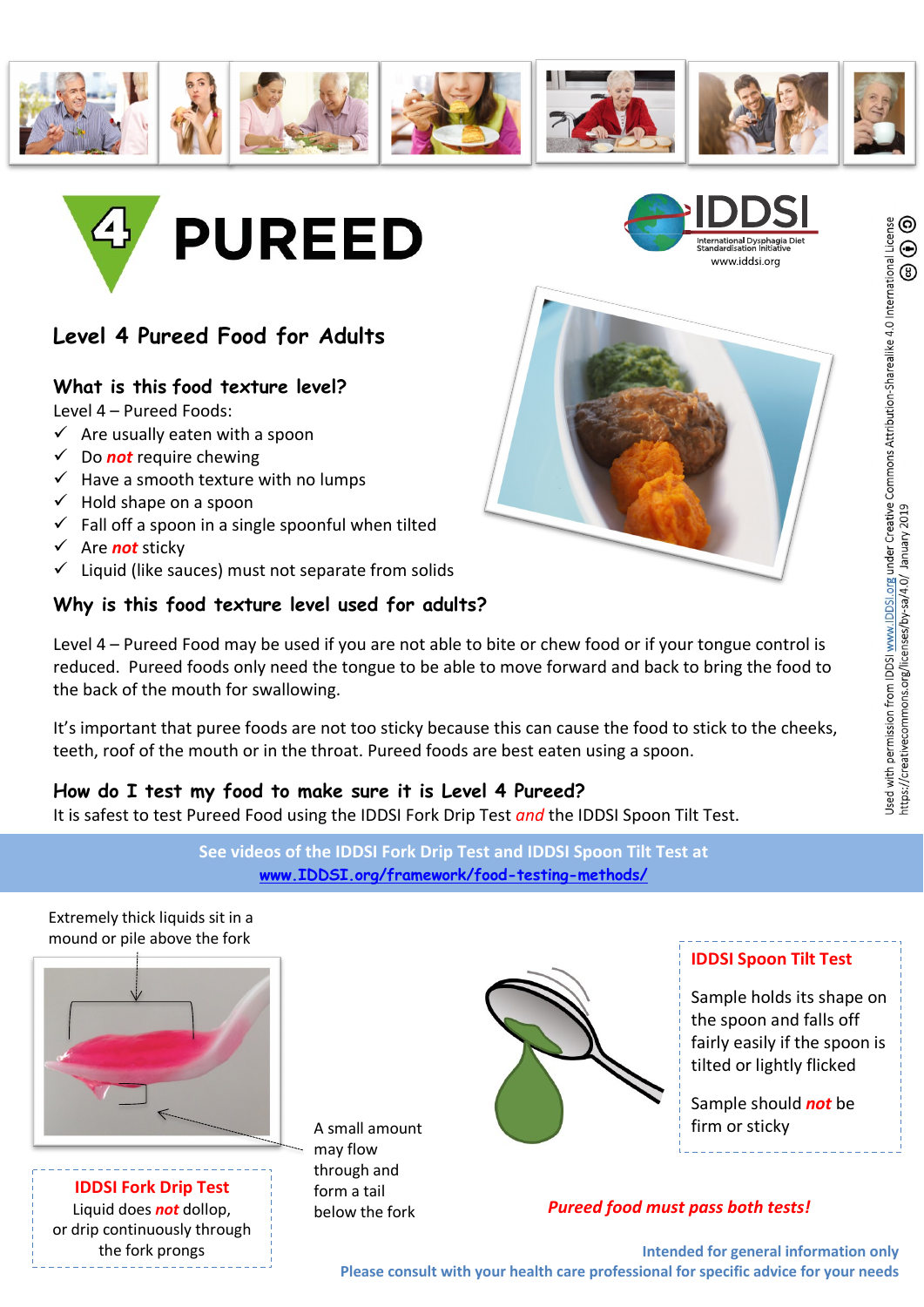# 4 PUREED

IDDSI
International Dysphagia Diet Standardisation Initiative
www.iddsi.org

## Level 4 Pureed Food for Adults

### What is this food texture level?

Level 4 – Pureed Foods:

- ✓ Are usually eaten with a spoon
- ✓ Do ***not*** require chewing
- ✓ Have a smooth texture with no lumps
- ✓ Hold shape on a spoon
- ✓ Fall off a spoon in a single spoonful when tilted
- ✓ Are ***not*** sticky
- ✓ Liquid (like sauces) must not separate from solids

### Why is this food texture level used for adults?

Level 4 – Pureed Food may be used if you are not able to bite or chew food or if your tongue control is reduced. Pureed foods only need the tongue to be able to move forward and back to bring the food to the back of the mouth for swallowing.

It's important that puree foods are not too sticky because this can cause the food to stick to the cheeks, teeth, roof of the mouth or in the throat. Pureed foods are best eaten using a spoon.

### How do I test my food to make sure it is Level 4 Pureed?

It is safest to test Pureed Food using the IDDSI Fork Drip Test *and* the IDDSI Spoon Tilt Test.

**See videos of the IDDSI Fork Drip Test and IDDSI Spoon Tilt Test at [www.IDDSI.org/framework/food-testing-methods/](www.IDDSI.org/framework/food-testing-methods/)**

Extremely thick liquids sit in a mound or pile above the fork

A small amount may flow through and form a tail below the fork

**IDDSI Fork Drip Test**
Liquid does ***not*** dollop, or drip continuously through the fork prongs

**IDDSI Spoon Tilt Test**

Sample holds its shape on the spoon and falls off fairly easily if the spoon is tilted or lightly flicked

Sample should ***not*** be firm or sticky

***Pureed food must pass both tests!***

**Intended for general information only**
**Please consult with your health care professional for specific advice for your needs**

Used with permission from IDDSI www.IDDSI.org under Creative Commons Attribution-Sharealike 4.0 International License https://creativecommons.org/licenses/by-sa/4.0/ January 2019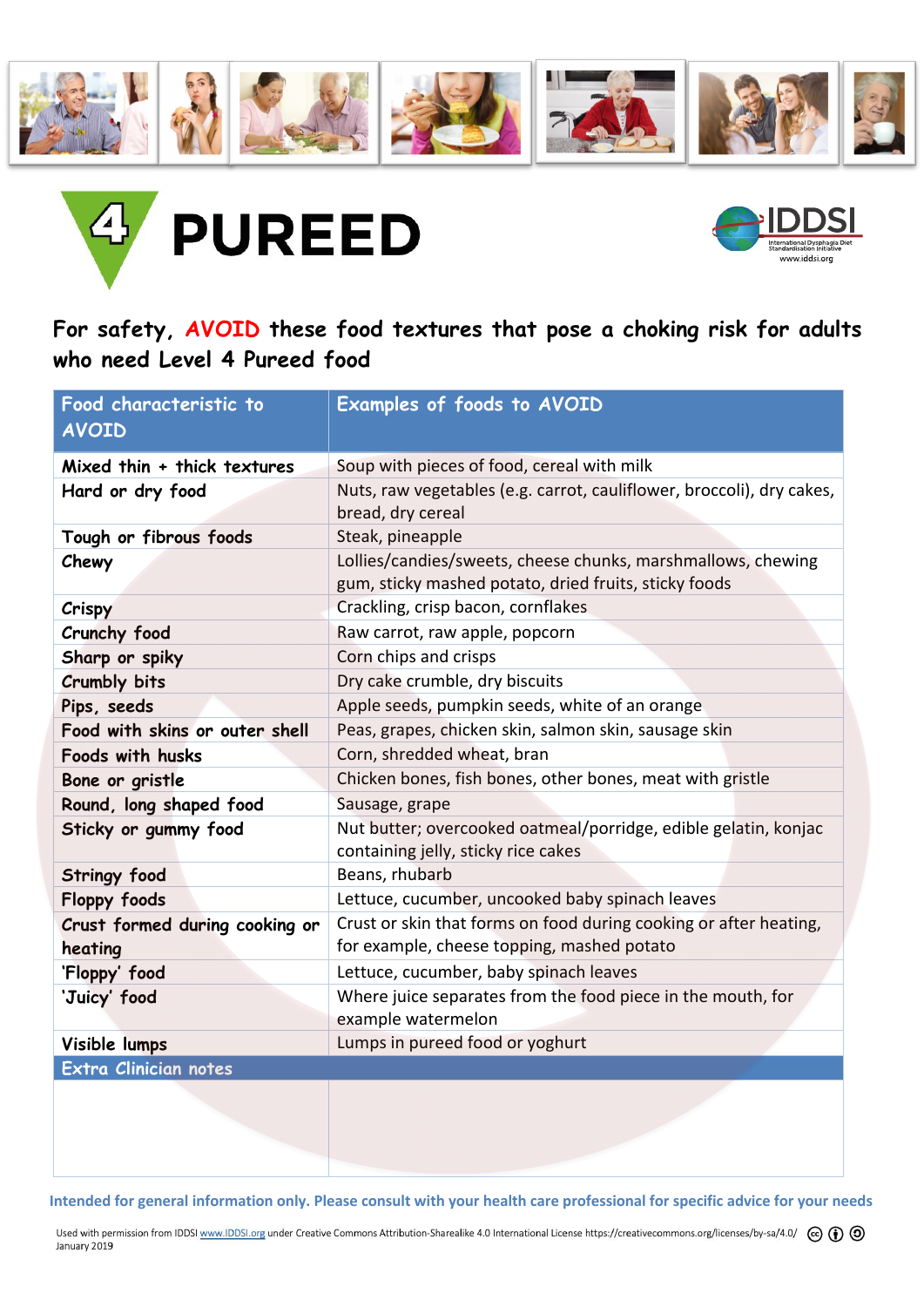# 4 PUREED

For safety, **AVOID** these food textures that pose a choking risk for adults who need Level 4 Pureed food

| Food characteristic to AVOID | Examples of foods to AVOID |
|---|---|
| Mixed thin + thick textures | Soup with pieces of food, cereal with milk |
| Hard or dry food | Nuts, raw vegetables (e.g. carrot, cauliflower, broccoli), dry cakes, bread, dry cereal |
| Tough or fibrous foods | Steak, pineapple |
| Chewy | Lollies/candies/sweets, cheese chunks, marshmallows, chewing gum, sticky mashed potato, dried fruits, sticky foods |
| Crispy | Crackling, crisp bacon, cornflakes |
| Crunchy food | Raw carrot, raw apple, popcorn |
| Sharp or spiky | Corn chips and crisps |
| Crumbly bits | Dry cake crumble, dry biscuits |
| Pips, seeds | Apple seeds, pumpkin seeds, white of an orange |
| Food with skins or outer shell | Peas, grapes, chicken skin, salmon skin, sausage skin |
| Foods with husks | Corn, shredded wheat, bran |
| Bone or gristle | Chicken bones, fish bones, other bones, meat with gristle |
| Round, long shaped food | Sausage, grape |
| Sticky or gummy food | Nut butter; overcooked oatmeal/porridge, edible gelatin, konjac containing jelly, sticky rice cakes |
| Stringy food | Beans, rhubarb |
| Floppy foods | Lettuce, cucumber, uncooked baby spinach leaves |
| Crust formed during cooking or heating | Crust or skin that forms on food during cooking or after heating, for example, cheese topping, mashed potato |
| 'Floppy' food | Lettuce, cucumber, baby spinach leaves |
| 'Juicy' food | Where juice separates from the food piece in the mouth, for example watermelon |
| Visible lumps | Lumps in pureed food or yoghurt |
| **Extra Clinician notes** | |
| | |

**Intended for general information only. Please consult with your health care professional for specific advice for your needs**

Used with permission from IDDSI www.IDDSI.org under Creative Commons Attribution-Sharealike 4.0 International License https://creativecommons.org/licenses/by-sa/4.0/
January 2019